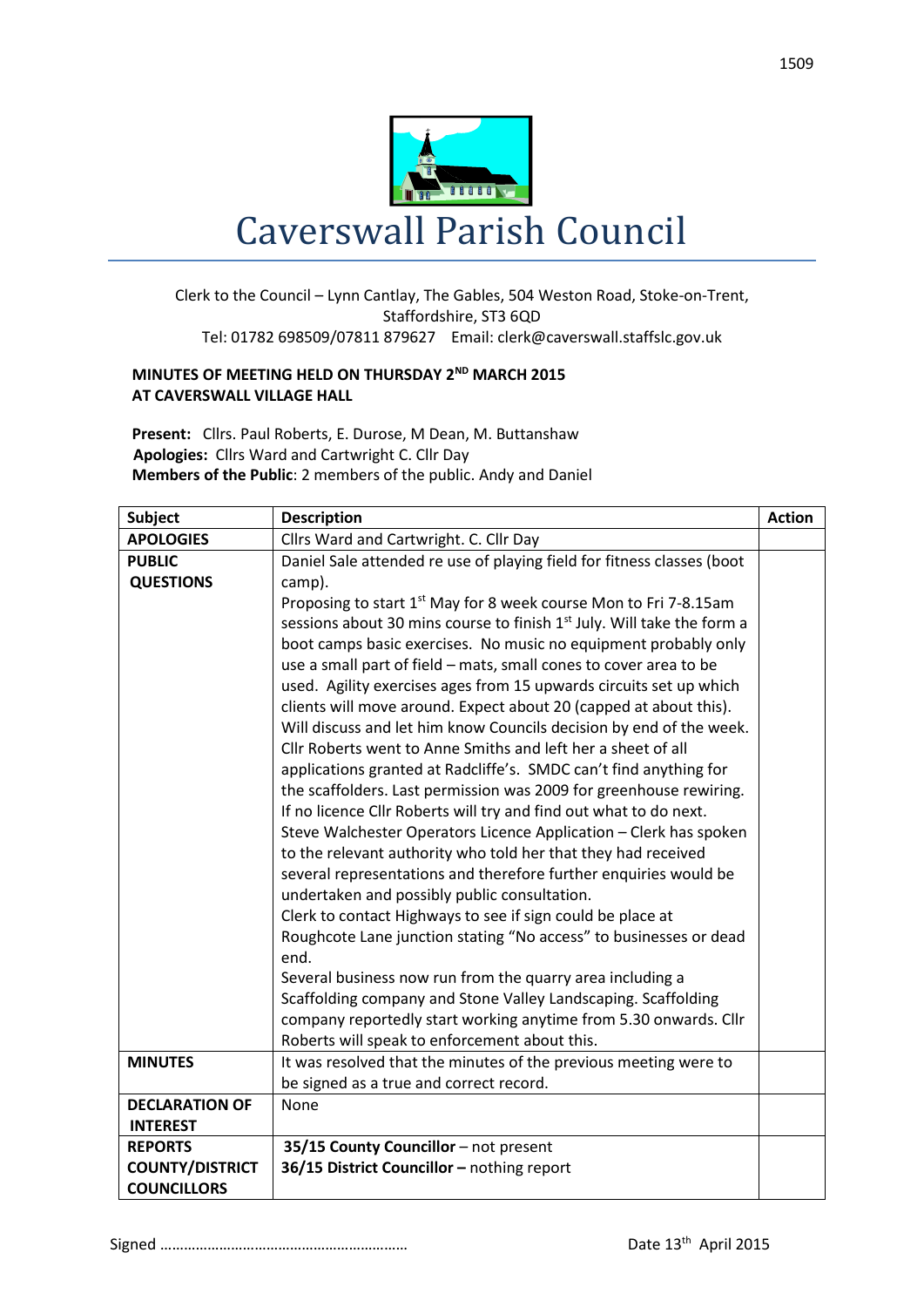# Caverswall Parish Council

Clerk to the Council – Lynn Cantlay, The Gables, 504 Weston Road, Stoke-on-Trent, Staffordshire, ST3 6QD
Tel: 01782 698509/07811 879627 Email: clerk@caverswall.staffslc.gov.uk

**MINUTES OF MEETING HELD ON THURSDAY 2ND MARCH 2015**
**AT CAVERSWALL VILLAGE HALL**

**Present:** Cllrs. Paul Roberts, E. Durose, M Dean, M. Buttanshaw
**Apologies:** Cllrs Ward and Cartwright C. Cllr Day
**Members of the Public**: 2 members of the public. Andy and Daniel

| Subject | Description | Action |
|---|---|---|
| **APOLOGIES** | Cllrs Ward and Cartwright. C. Cllr Day | |
| **PUBLIC QUESTIONS** | Daniel Sale attended re use of playing field for fitness classes (boot camp). Proposing to start 1st May for 8 week course Mon to Fri 7-8.15am sessions about 30 mins course to finish 1st July. Will take the form a boot camps basic exercises. No music no equipment probably only use a small part of field – mats, small cones to cover area to be used. Agility exercises ages from 15 upwards circuits set up which clients will move around. Expect about 20 (capped at about this). Will discuss and let him know Councils decision by end of the week. Cllr Roberts went to Anne Smiths and left her a sheet of all applications granted at Radcliffe's. SMDC can't find anything for the scaffolders. Last permission was 2009 for greenhouse rewiring. If no licence Cllr Roberts will try and find out what to do next. Steve Walchester Operators Licence Application – Clerk has spoken to the relevant authority who told her that they had received several representations and therefore further enquiries would be undertaken and possibly public consultation. Clerk to contact Highways to see if sign could be place at Roughcote Lane junction stating "No access" to businesses or dead end. Several business now run from the quarry area including a Scaffolding company and Stone Valley Landscaping. Scaffolding company reportedly start working anytime from 5.30 onwards. Cllr Roberts will speak to enforcement about this. | |
| **MINUTES** | It was resolved that the minutes of the previous meeting were to be signed as a true and correct record. | |
| **DECLARATION OF INTEREST** | None | |
| **REPORTS COUNTY/DISTRICT COUNCILLORS** | **35/15 County Councillor** – not present<br>**36/15 District Councillor –** nothing report | |

Signed ……………………………………………………… Date 13th April 2015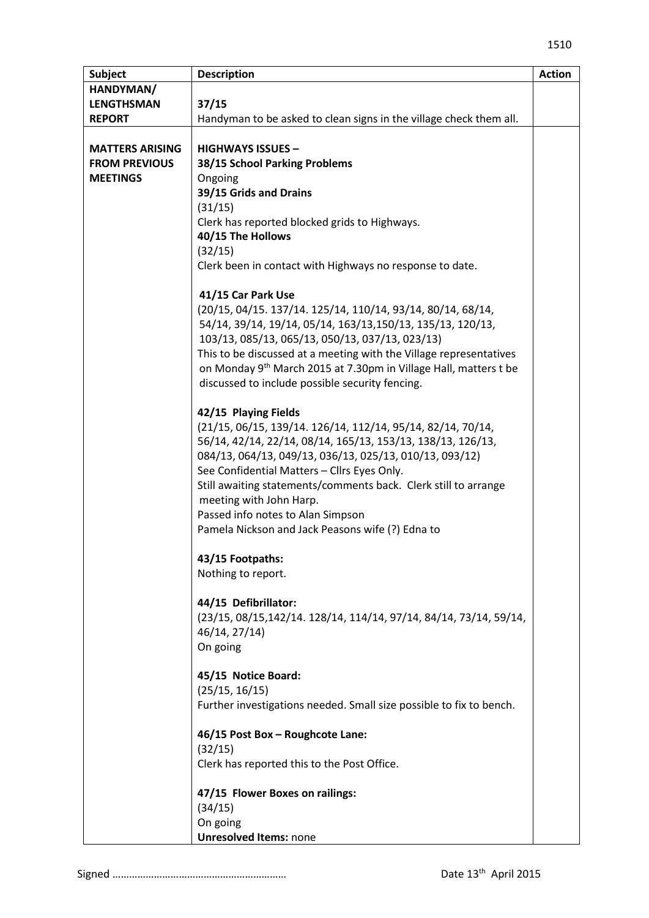| Subject | Description | Action |
|---|---|---|
| **HANDYMAN/ LENGTHSMAN REPORT** | **37/15**<br>Handyman to be asked to clean signs in the village check them all. | |
| **MATTERS ARISING FROM PREVIOUS MEETINGS** | **HIGHWAYS ISSUES –**<br>**38/15 School Parking Problems**<br>Ongoing<br>**39/15 Grids and Drains**<br>(31/15)<br>Clerk has reported blocked grids to Highways.<br>**40/15 The Hollows**<br>(32/15)<br>Clerk been in contact with Highways no response to date.<br><br>**41/15 Car Park Use**<br>(20/15, 04/15. 137/14. 125/14, 110/14, 93/14, 80/14, 68/14, 54/14, 39/14, 19/14, 05/14, 163/13,150/13, 135/13, 120/13, 103/13, 085/13, 065/13, 050/13, 037/13, 023/13)<br>This to be discussed at a meeting with the Village representatives on Monday 9th March 2015 at 7.30pm in Village Hall, matters t be discussed to include possible security fencing.<br><br>**42/15 Playing Fields**<br>(21/15, 06/15, 139/14. 126/14, 112/14, 95/14, 82/14, 70/14, 56/14, 42/14, 22/14, 08/14, 165/13, 153/13, 138/13, 126/13, 084/13, 064/13, 049/13, 036/13, 025/13, 010/13, 093/12)<br>See Confidential Matters – Cllrs Eyes Only.<br>Still awaiting statements/comments back. Clerk still to arrange meeting with John Harp.<br>Passed info notes to Alan Simpson<br>Pamela Nickson and Jack Peasons wife (?) Edna to<br><br>**43/15 Footpaths:**<br>Nothing to report.<br><br>**44/15 Defibrillator:**<br>(23/15, 08/15,142/14. 128/14, 114/14, 97/14, 84/14, 73/14, 59/14, 46/14, 27/14)<br>On going<br><br>**45/15 Notice Board:**<br>(25/15, 16/15)<br>Further investigations needed. Small size possible to fix to bench.<br><br>**46/15 Post Box – Roughcote Lane:**<br>(32/15)<br>Clerk has reported this to the Post Office.<br><br>**47/15 Flower Boxes on railings:**<br>(34/15)<br>On going<br>**Unresolved Items:** none | |

Signed ……………………………………………………  Date 13th April 2015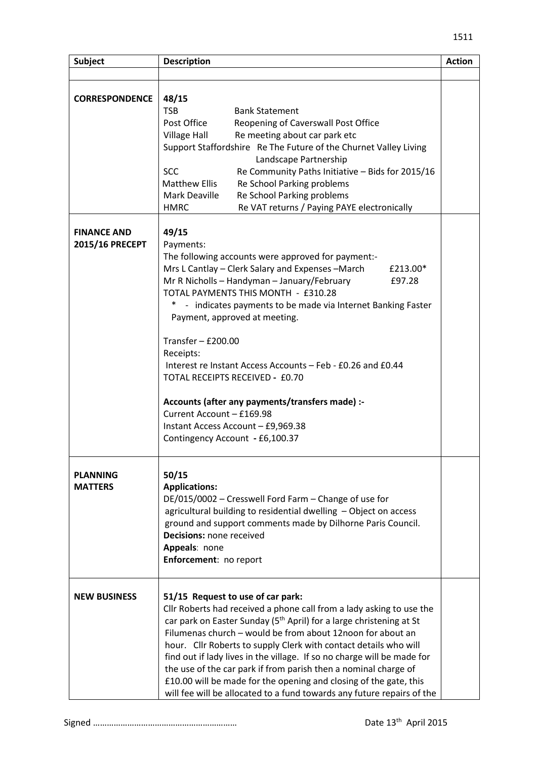| Subject | Description | Action |
|---|---|---|
| | | |
| **CORRESPONDENCE** | **48/15**<br>TSB — Bank Statement<br>Post Office — Reopening of Caverswall Post Office<br>Village Hall — Re meeting about car park etc<br>Support Staffordshire — Re The Future of the Churnet Valley Living Landscape Partnership<br>SCC — Re Community Paths Initiative – Bids for 2015/16<br>Matthew Ellis — Re School Parking problems<br>Mark Deaville — Re School Parking problems<br>HMRC — Re VAT returns / Paying PAYE electronically | |
| **FINANCE AND 2015/16 PRECEPT** | **49/15**<br>Payments:<br>The following accounts were approved for payment:-<br>Mrs L Cantlay – Clerk Salary and Expenses –March £213.00*<br>Mr R Nicholls – Handyman – January/February £97.28<br>TOTAL PAYMENTS THIS MONTH - £310.28<br>* - indicates payments to be made via Internet Banking Faster Payment, approved at meeting.<br><br>Transfer – £200.00<br>Receipts:<br>Interest re Instant Access Accounts – Feb - £0.26 and £0.44<br>TOTAL RECEIPTS RECEIVED - £0.70<br><br>**Accounts (after any payments/transfers made) :-**<br>Current Account – £169.98<br>Instant Access Account – £9,969.38<br>Contingency Account - £6,100.37 | |
| **PLANNING MATTERS** | **50/15**<br>**Applications:**<br>DE/015/0002 – Cresswell Ford Farm – Change of use for agricultural building to residential dwelling – Object on access ground and support comments made by Dilhorne Paris Council.<br>**Decisions:** none received<br>**Appeals**: none<br>**Enforcement**: no report | |
| **NEW BUSINESS** | **51/15 Request to use of car park:**<br>Cllr Roberts had received a phone call from a lady asking to use the car park on Easter Sunday (5th April) for a large christening at St Filumenas church – would be from about 12noon for about an hour. Cllr Roberts to supply Clerk with contact details who will find out if lady lives in the village. If so no charge will be made for the use of the car park if from parish then a nominal charge of £10.00 will be made for the opening and closing of the gate, this will fee will be allocated to a fund towards any future repairs of the | |

Signed ……………………………………………………. Date 13th April 2015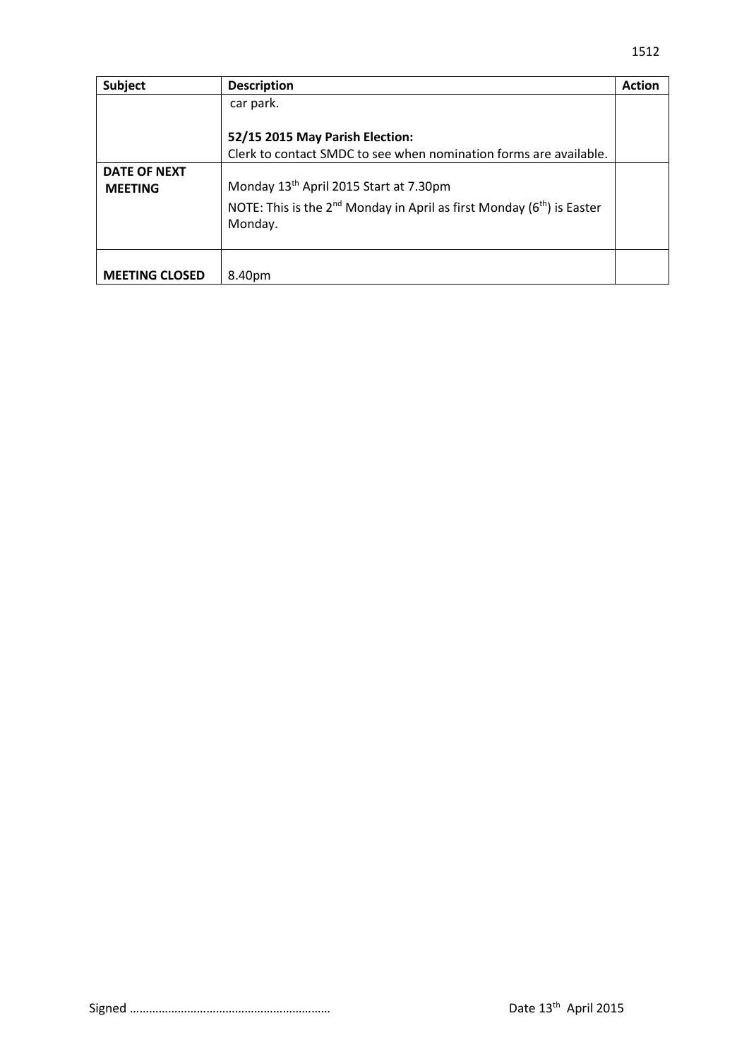| Subject | Description | Action |
|---|---|---|
| | car park.<br><br>**52/15 2015 May Parish Election:**<br>Clerk to contact SMDC to see when nomination forms are available. | |
| **DATE OF NEXT MEETING** | Monday 13th April 2015 Start at 7.30pm<br>NOTE: This is the 2nd Monday in April as first Monday (6th) is Easter Monday. | |
| **MEETING CLOSED** | 8.40pm | |

Signed ……………………………………………………… Date 13th April 2015